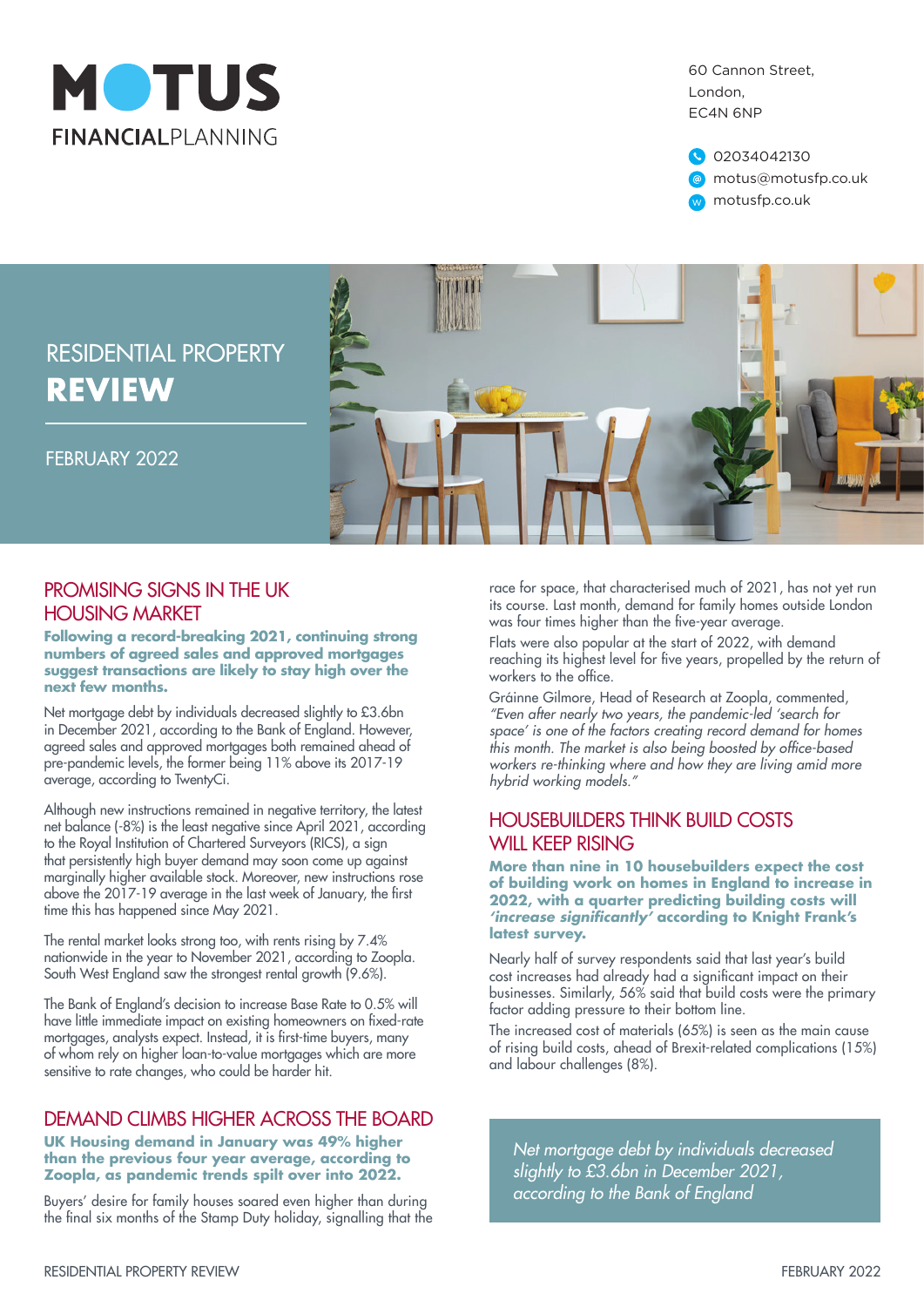# MOTUS FINANCIALPLANNING

60 Cannon Street,
London,
EC4N 6NP

02034042130
motus@motusfp.co.uk
motusfp.co.uk

# RESIDENTIAL PROPERTY **REVIEW**

FEBRUARY 2022

## PROMISING SIGNS IN THE UK HOUSING MARKET

**Following a record-breaking 2021, continuing strong numbers of agreed sales and approved mortgages suggest transactions are likely to stay high over the next few months.**

Net mortgage debt by individuals decreased slightly to £3.6bn in December 2021, according to the Bank of England. However, agreed sales and approved mortgages both remained ahead of pre-pandemic levels, the former being 11% above its 2017-19 average, according to TwentyCi.

Although new instructions remained in negative territory, the latest net balance (-8%) is the least negative since April 2021, according to the Royal Institution of Chartered Surveyors (RICS), a sign that persistently high buyer demand may soon come up against marginally higher available stock. Moreover, new instructions rose above the 2017-19 average in the last week of January, the first time this has happened since May 2021.

The rental market looks strong too, with rents rising by 7.4% nationwide in the year to November 2021, according to Zoopla. South West England saw the strongest rental growth (9.6%).

The Bank of England's decision to increase Base Rate to 0.5% will have little immediate impact on existing homeowners on fixed-rate mortgages, analysts expect. Instead, it is first-time buyers, many of whom rely on higher loan-to-value mortgages which are more sensitive to rate changes, who could be harder hit.

## DEMAND CLIMBS HIGHER ACROSS THE BOARD

**UK Housing demand in January was 49% higher than the previous four year average, according to Zoopla, as pandemic trends spilt over into 2022.**

Buyers' desire for family houses soared even higher than during the final six months of the Stamp Duty holiday, signalling that the race for space, that characterised much of 2021, has not yet run its course. Last month, demand for family homes outside London was four times higher than the five-year average.

Flats were also popular at the start of 2022, with demand reaching its highest level for five years, propelled by the return of workers to the office.

Gráinne Gilmore, Head of Research at Zoopla, commented, *"Even after nearly two years, the pandemic-led 'search for space' is one of the factors creating record demand for homes this month. The market is also being boosted by office-based workers re-thinking where and how they are living amid more hybrid working models."*

## HOUSEBUILDERS THINK BUILD COSTS WILL KEEP RISING

**More than nine in 10 housebuilders expect the cost of building work on homes in England to increase in 2022, with a quarter predicting building costs will *'increase significantly'* according to Knight Frank's latest survey.**

Nearly half of survey respondents said that last year's build cost increases had already had a significant impact on their businesses. Similarly, 56% said that build costs were the primary factor adding pressure to their bottom line.

The increased cost of materials (65%) is seen as the main cause of rising build costs, ahead of Brexit-related complications (15%) and labour challenges (8%).

*Net mortgage debt by individuals decreased slightly to £3.6bn in December 2021, according to the Bank of England*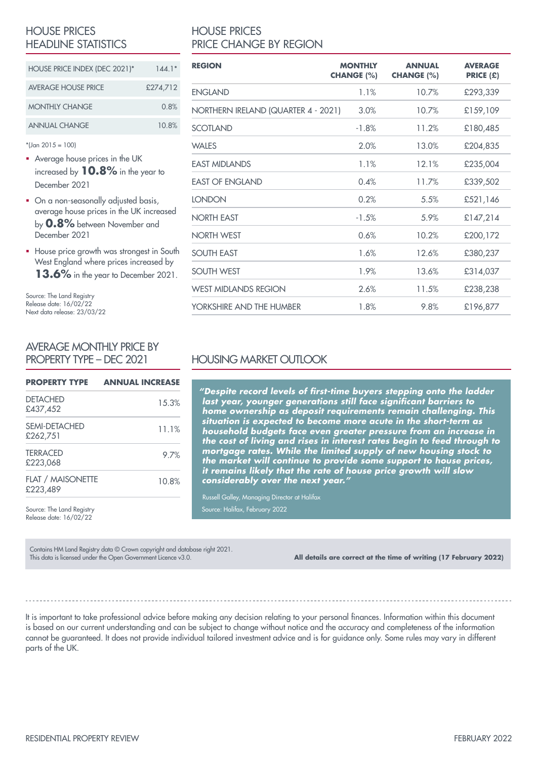## HOUSE PRICES HEADLINE STATISTICS

| | |
|---|---|
| HOUSE PRICE INDEX (DEC 2021)* | 144.1* |
| AVERAGE HOUSE PRICE | £274,712 |
| MONTHLY CHANGE | 0.8% |
| ANNUAL CHANGE | 10.8% |

*(Jan 2015 = 100)

- Average house prices in the UK increased by **10.8%** in the year to December 2021
- On a non-seasonally adjusted basis, average house prices in the UK increased by **0.8%** between November and December 2021
- House price growth was strongest in South West England where prices increased by **13.6%** in the year to December 2021.

Source: The Land Registry
Release date: 16/02/22
Next data release: 23/03/22

## HOUSE PRICES PRICE CHANGE BY REGION

| REGION | MONTHLY CHANGE (%) | ANNUAL CHANGE (%) | AVERAGE PRICE (£) |
|---|---|---|---|
| ENGLAND | 1.1% | 10.7% | £293,339 |
| NORTHERN IRELAND (QUARTER 4 - 2021) | 3.0% | 10.7% | £159,109 |
| SCOTLAND | -1.8% | 11.2% | £180,485 |
| WALES | 2.0% | 13.0% | £204,835 |
| EAST MIDLANDS | 1.1% | 12.1% | £235,004 |
| EAST OF ENGLAND | 0.4% | 11.7% | £339,502 |
| LONDON | 0.2% | 5.5% | £521,146 |
| NORTH EAST | -1.5% | 5.9% | £147,214 |
| NORTH WEST | 0.6% | 10.2% | £200,172 |
| SOUTH EAST | 1.6% | 12.6% | £380,237 |
| SOUTH WEST | 1.9% | 13.6% | £314,037 |
| WEST MIDLANDS REGION | 2.6% | 11.5% | £238,238 |
| YORKSHIRE AND THE HUMBER | 1.8% | 9.8% | £196,877 |

## AVERAGE MONTHLY PRICE BY PROPERTY TYPE – DEC 2021

| PROPERTY TYPE | ANNUAL INCREASE |
|---|---|
| DETACHED £437,452 | 15.3% |
| SEMI-DETACHED £262,751 | 11.1% |
| TERRACED £223,068 | 9.7% |
| FLAT / MAISONETTE £223,489 | 10.8% |

Source: The Land Registry
Release date: 16/02/22

## HOUSING MARKET OUTLOOK

***"Despite record levels of first-time buyers stepping onto the ladder last year, younger generations still face significant barriers to home ownership as deposit requirements remain challenging. This situation is expected to become more acute in the short-term as household budgets face even greater pressure from an increase in the cost of living and rises in interest rates begin to feed through to mortgage rates. While the limited supply of new housing stock to the market will continue to provide some support to house prices, it remains likely that the rate of house price growth will slow considerably over the next year."***

Russell Galley, Managing Director at Halifax
Source: Halifax, February 2022

Contains HM Land Registry data © Crown copyright and database right 2021.
This data is licensed under the Open Government Licence v3.0.

**All details are correct at the time of writing (17 February 2022)**

It is important to take professional advice before making any decision relating to your personal finances. Information within this document is based on our current understanding and can be subject to change without notice and the accuracy and completeness of the information cannot be guaranteed. It does not provide individual tailored investment advice and is for guidance only. Some rules may vary in different parts of the UK.